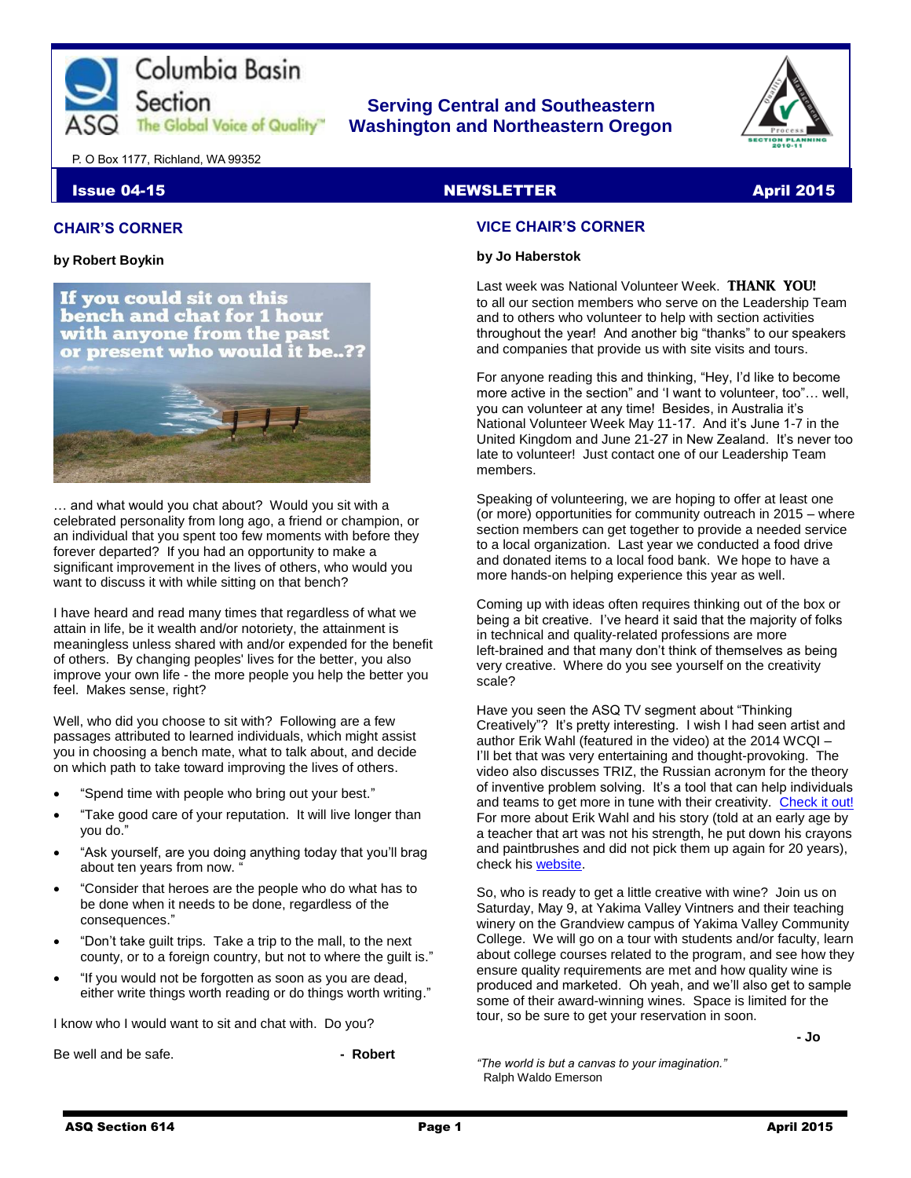Columbia Basin Section

ASQ The Global Voice of Quality™

**Serving Central and Southeastern Washington and Northeastern Oregon**

P. O Box 1177, Richland, WA 99352

**Issue 04-15** **NEWSLETTER** **April 2015**

## CHAIR'S CORNER

**by Robert Boykin**

If you could sit on this bench and chat for 1 hour with anyone from the past or present who would it be..??

… and what would you chat about? Would you sit with a celebrated personality from long ago, a friend or champion, or an individual that you spent too few moments with before they forever departed? If you had an opportunity to make a significant improvement in the lives of others, who would you want to discuss it with while sitting on that bench?

I have heard and read many times that regardless of what we attain in life, be it wealth and/or notoriety, the attainment is meaningless unless shared with and/or expended for the benefit of others. By changing peoples' lives for the better, you also improve your own life - the more people you help the better you feel. Makes sense, right?

Well, who did you choose to sit with? Following are a few passages attributed to learned individuals, which might assist you in choosing a bench mate, what to talk about, and decide on which path to take toward improving the lives of others.

- "Spend time with people who bring out your best."
- "Take good care of your reputation. It will live longer than you do."
- "Ask yourself, are you doing anything today that you'll brag about ten years from now. "
- "Consider that heroes are the people who do what has to be done when it needs to be done, regardless of the consequences."
- "Don't take guilt trips. Take a trip to the mall, to the next county, or to a foreign country, but not to where the guilt is."
- "If you would not be forgotten as soon as you are dead, either write things worth reading or do things worth writing."

I know who I would want to sit and chat with. Do you?

Be well and be safe. **- Robert**

## VICE CHAIR'S CORNER

**by Jo Haberstok**

Last week was National Volunteer Week. **THANK YOU!** to all our section members who serve on the Leadership Team and to others who volunteer to help with section activities throughout the year! And another big "thanks" to our speakers and companies that provide us with site visits and tours.

For anyone reading this and thinking, "Hey, I'd like to become more active in the section" and 'I want to volunteer, too"… well, you can volunteer at any time! Besides, in Australia it's National Volunteer Week May 11-17. And it's June 1-7 in the United Kingdom and June 21-27 in New Zealand. It's never too late to volunteer! Just contact one of our Leadership Team members.

Speaking of volunteering, we are hoping to offer at least one (or more) opportunities for community outreach in 2015 – where section members can get together to provide a needed service to a local organization. Last year we conducted a food drive and donated items to a local food bank. We hope to have a more hands-on helping experience this year as well.

Coming up with ideas often requires thinking out of the box or being a bit creative. I've heard it said that the majority of folks in technical and quality-related professions are more left-brained and that many don't think of themselves as being very creative. Where do you see yourself on the creativity scale?

Have you seen the ASQ TV segment about "Thinking Creatively"? It's pretty interesting. I wish I had seen artist and author Erik Wahl (featured in the video) at the 2014 WCQI – I'll bet that was very entertaining and thought-provoking. The video also discusses TRIZ, the Russian acronym for the theory of inventive problem solving. It's a tool that can help individuals and teams to get more in tune with their creativity. Check it out! For more about Erik Wahl and his story (told at an early age by a teacher that art was not his strength, he put down his crayons and paintbrushes and did not pick them up again for 20 years), check his website.

So, who is ready to get a little creative with wine? Join us on Saturday, May 9, at Yakima Valley Vintners and their teaching winery on the Grandview campus of Yakima Valley Community College. We will go on a tour with students and/or faculty, learn about college courses related to the program, and see how they ensure quality requirements are met and how quality wine is produced and marketed. Oh yeah, and we'll also get to sample some of their award-winning wines. Space is limited for the tour, so be sure to get your reservation in soon.

**- Jo**

*"The world is but a canvas to your imagination."* Ralph Waldo Emerson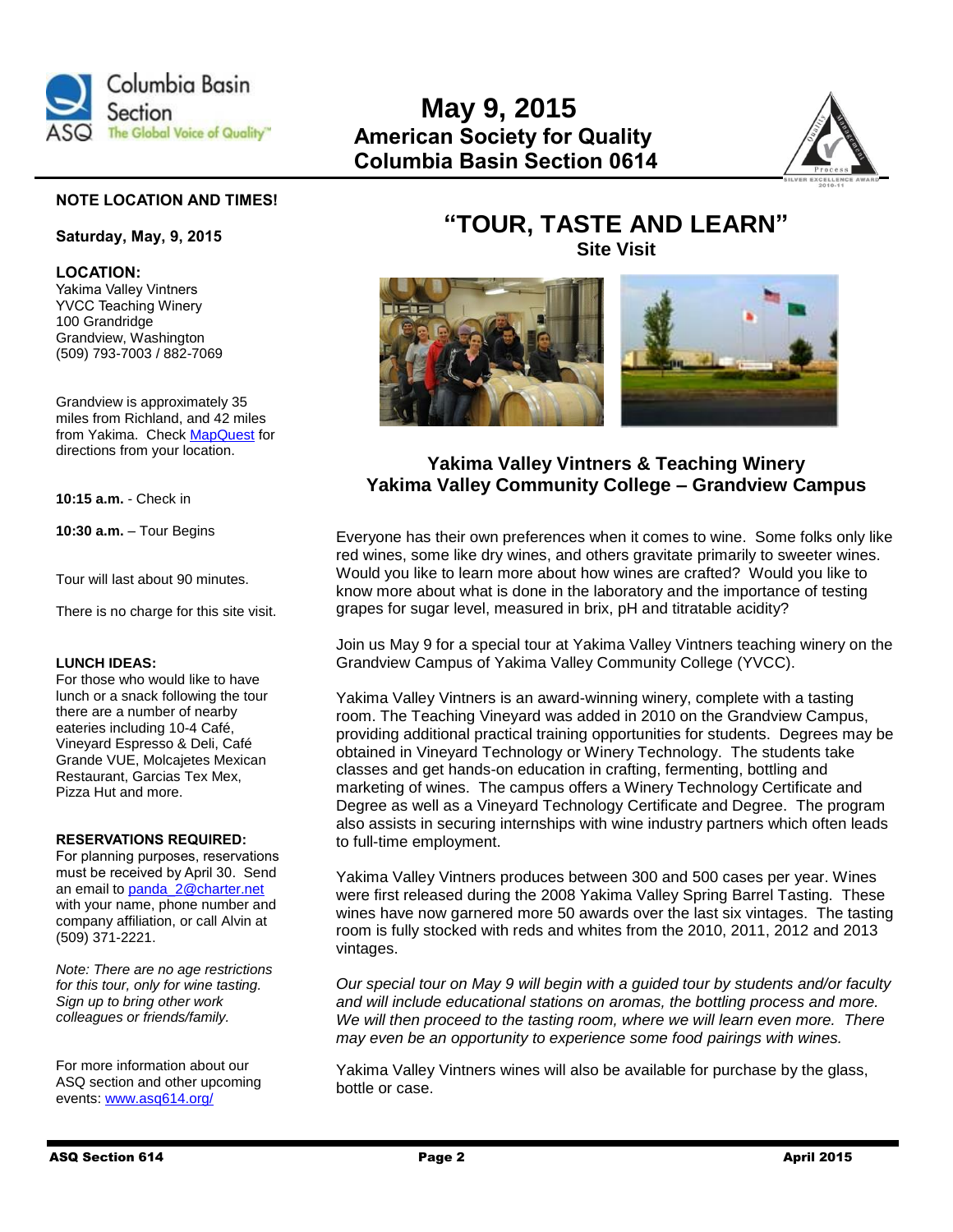# May 9, 2015

## American Society for Quality
## Columbia Basin Section 0614

**NOTE LOCATION AND TIMES!**

**Saturday, May, 9, 2015**

**LOCATION:**
Yakima Valley Vintners
YVCC Teaching Winery
100 Grandridge
Grandview, Washington
(509) 793-7003 / 882-7069

Grandview is approximately 35 miles from Richland, and 42 miles from Yakima. Check MapQuest for directions from your location.

**10:15 a.m.** - Check in

**10:30 a.m.** – Tour Begins

Tour will last about 90 minutes.

There is no charge for this site visit.

**LUNCH IDEAS:**
For those who would like to have lunch or a snack following the tour there are a number of nearby eateries including 10-4 Café, Vineyard Espresso & Deli, Café Grande VUE, Molcajetes Mexican Restaurant, Garcias Tex Mex, Pizza Hut and more.

**RESERVATIONS REQUIRED:**
For planning purposes, reservations must be received by April 30. Send an email to panda_2@charter.net with your name, phone number and company affiliation, or call Alvin at (509) 371-2221.

*Note: There are no age restrictions for this tour, only for wine tasting. Sign up to bring other work colleagues or friends/family.*

For more information about our ASQ section and other upcoming events: www.asq614.org/

# "TOUR, TASTE AND LEARN"

### Site Visit

### Yakima Valley Vintners & Teaching Winery
### Yakima Valley Community College – Grandview Campus

Everyone has their own preferences when it comes to wine. Some folks only like red wines, some like dry wines, and others gravitate primarily to sweeter wines. Would you like to learn more about how wines are crafted? Would you like to know more about what is done in the laboratory and the importance of testing grapes for sugar level, measured in brix, pH and titratable acidity?

Join us May 9 for a special tour at Yakima Valley Vintners teaching winery on the Grandview Campus of Yakima Valley Community College (YVCC).

Yakima Valley Vintners is an award-winning winery, complete with a tasting room. The Teaching Vineyard was added in 2010 on the Grandview Campus, providing additional practical training opportunities for students. Degrees may be obtained in Vineyard Technology or Winery Technology. The students take classes and get hands-on education in crafting, fermenting, bottling and marketing of wines. The campus offers a Winery Technology Certificate and Degree as well as a Vineyard Technology Certificate and Degree. The program also assists in securing internships with wine industry partners which often leads to full-time employment.

Yakima Valley Vintners produces between 300 and 500 cases per year. Wines were first released during the 2008 Yakima Valley Spring Barrel Tasting. These wines have now garnered more 50 awards over the last six vintages. The tasting room is fully stocked with reds and whites from the 2010, 2011, 2012 and 2013 vintages.

*Our special tour on May 9 will begin with a guided tour by students and/or faculty and will include educational stations on aromas, the bottling process and more. We will then proceed to the tasting room, where we will learn even more. There may even be an opportunity to experience some food pairings with wines.*

Yakima Valley Vintners wines will also be available for purchase by the glass, bottle or case.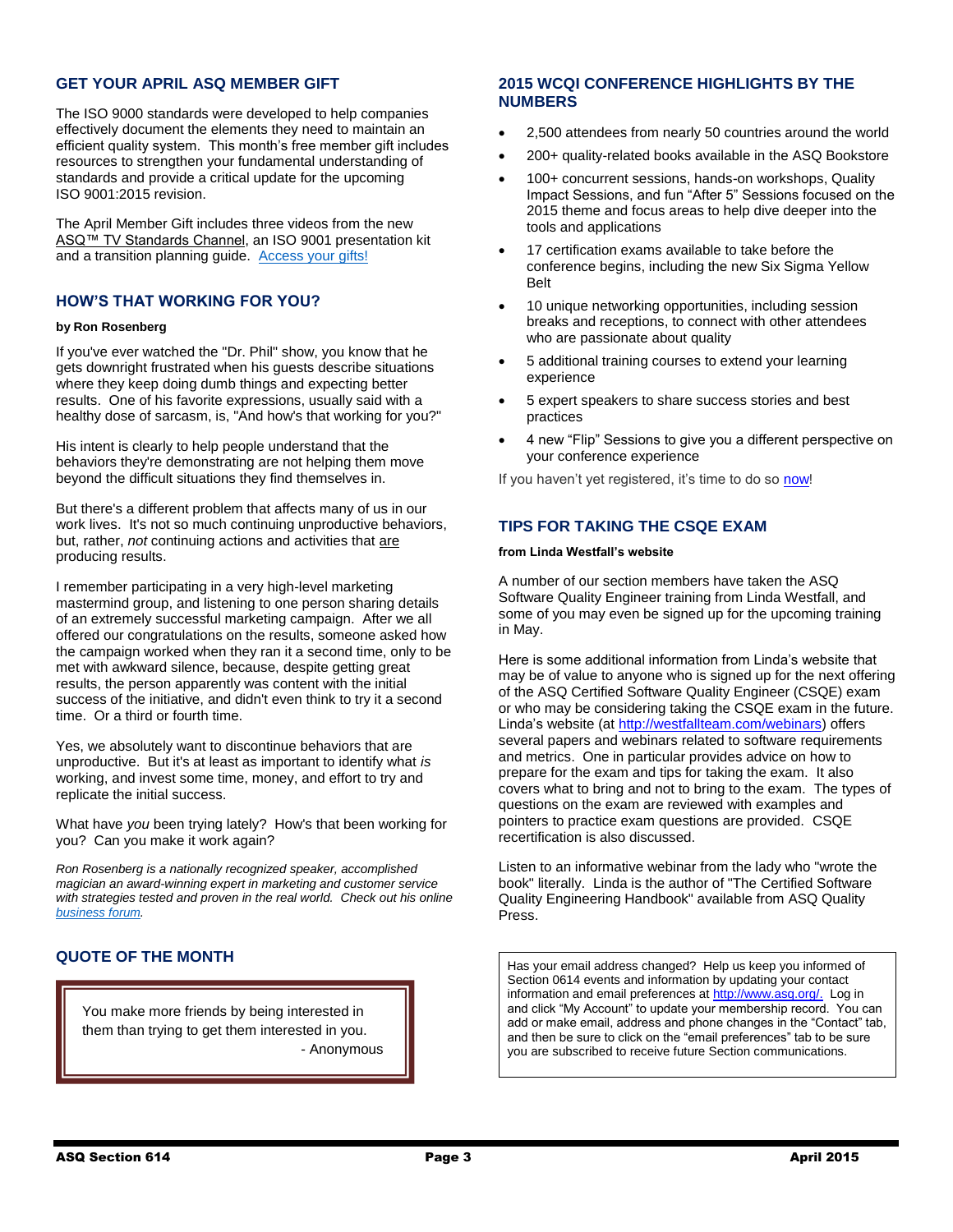## GET YOUR APRIL ASQ MEMBER GIFT

The ISO 9000 standards were developed to help companies effectively document the elements they need to maintain an efficient quality system. This month's free member gift includes resources to strengthen your fundamental understanding of standards and provide a critical update for the upcoming ISO 9001:2015 revision.

The April Member Gift includes three videos from the new ASQ™ TV Standards Channel, an ISO 9001 presentation kit and a transition planning guide. Access your gifts!

## HOW'S THAT WORKING FOR YOU?

**by Ron Rosenberg**

If you've ever watched the "Dr. Phil" show, you know that he gets downright frustrated when his guests describe situations where they keep doing dumb things and expecting better results. One of his favorite expressions, usually said with a healthy dose of sarcasm, is, "And how's that working for you?"

His intent is clearly to help people understand that the behaviors they're demonstrating are not helping them move beyond the difficult situations they find themselves in.

But there's a different problem that affects many of us in our work lives. It's not so much continuing unproductive behaviors, but, rather, *not* continuing actions and activities that are producing results.

I remember participating in a very high-level marketing mastermind group, and listening to one person sharing details of an extremely successful marketing campaign. After we all offered our congratulations on the results, someone asked how the campaign worked when they ran it a second time, only to be met with awkward silence, because, despite getting great results, the person apparently was content with the initial success of the initiative, and didn't even think to try it a second time. Or a third or fourth time.

Yes, we absolutely want to discontinue behaviors that are unproductive. But it's at least as important to identify what *is* working, and invest some time, money, and effort to try and replicate the initial success.

What have *you* been trying lately? How's that been working for you? Can you make it work again?

*Ron Rosenberg is a nationally recognized speaker, accomplished magician an award-winning expert in marketing and customer service with strategies tested and proven in the real world. Check out his online business forum.*

## QUOTE OF THE MONTH

> You make more friends by being interested in them than trying to get them interested in you.
>
> \- Anonymous

## 2015 WCQI CONFERENCE HIGHLIGHTS BY THE NUMBERS

- 2,500 attendees from nearly 50 countries around the world
- 200+ quality-related books available in the ASQ Bookstore
- 100+ concurrent sessions, hands-on workshops, Quality Impact Sessions, and fun "After 5" Sessions focused on the 2015 theme and focus areas to help dive deeper into the tools and applications
- 17 certification exams available to take before the conference begins, including the new Six Sigma Yellow Belt
- 10 unique networking opportunities, including session breaks and receptions, to connect with other attendees who are passionate about quality
- 5 additional training courses to extend your learning experience
- 5 expert speakers to share success stories and best practices
- 4 new "Flip" Sessions to give you a different perspective on your conference experience

If you haven't yet registered, it's time to do so now!

## TIPS FOR TAKING THE CSQE EXAM

**from Linda Westfall's website**

A number of our section members have taken the ASQ Software Quality Engineer training from Linda Westfall, and some of you may even be signed up for the upcoming training in May.

Here is some additional information from Linda's website that may be of value to anyone who is signed up for the next offering of the ASQ Certified Software Quality Engineer (CSQE) exam or who may be considering taking the CSQE exam in the future. Linda's website (at http://westfallteam.com/webinars) offers several papers and webinars related to software requirements and metrics. One in particular provides advice on how to prepare for the exam and tips for taking the exam. It also covers what to bring and not to bring to the exam. The types of questions on the exam are reviewed with examples and pointers to practice exam questions are provided. CSQE recertification is also discussed.

Listen to an informative webinar from the lady who "wrote the book" literally. Linda is the author of "The Certified Software Quality Engineering Handbook" available from ASQ Quality Press.

> Has your email address changed? Help us keep you informed of Section 0614 events and information by updating your contact information and email preferences at http://www.asq.org/. Log in and click "My Account" to update your membership record. You can add or make email, address and phone changes in the "Contact" tab, and then be sure to click on the "email preferences" tab to be sure you are subscribed to receive future Section communications.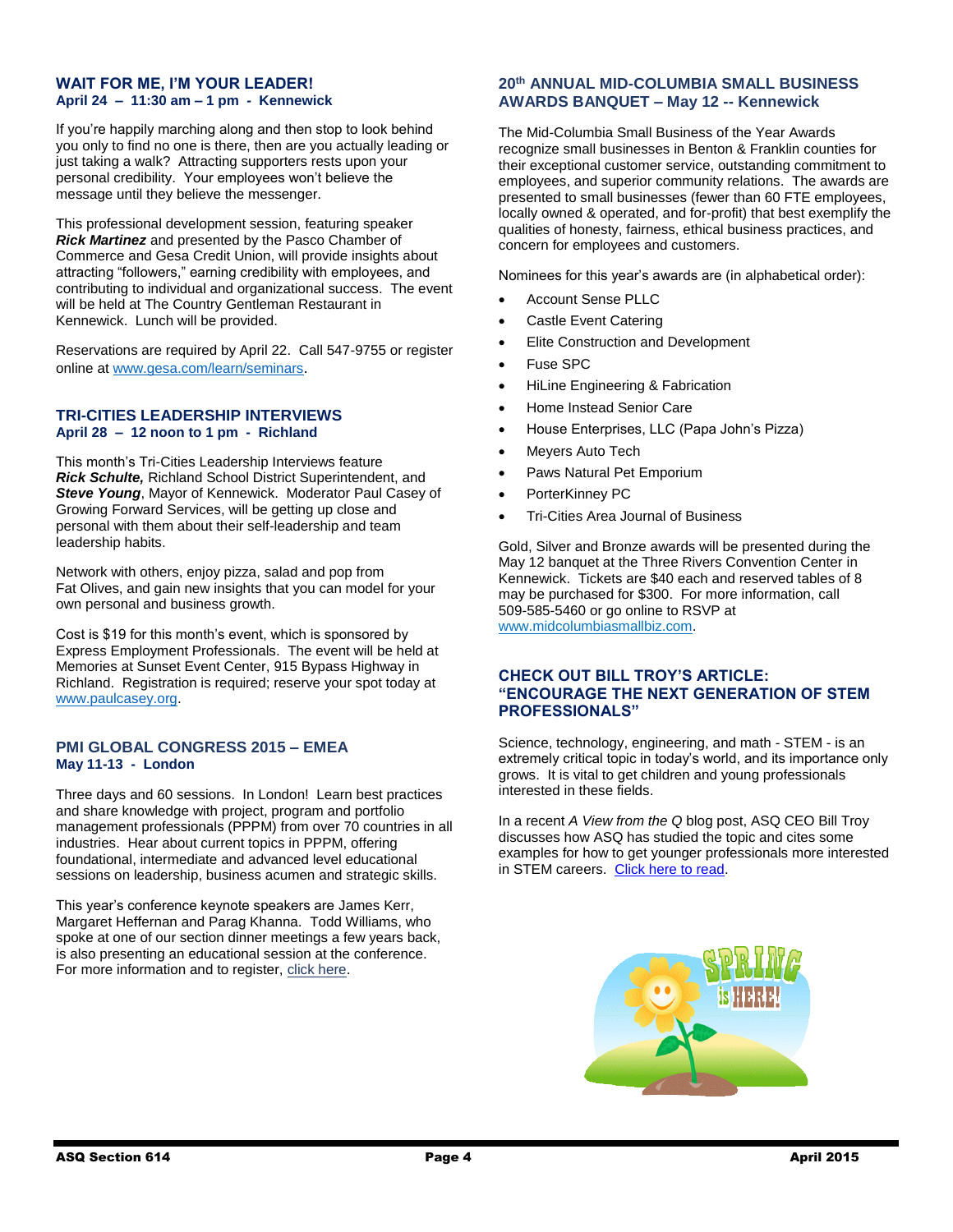## WAIT FOR ME, I'M YOUR LEADER!

**April 24 – 11:30 am – 1 pm - Kennewick**

If you're happily marching along and then stop to look behind you only to find no one is there, then are you actually leading or just taking a walk? Attracting supporters rests upon your personal credibility. Your employees won't believe the message until they believe the messenger.

This professional development session, featuring speaker ***Rick Martinez*** and presented by the Pasco Chamber of Commerce and Gesa Credit Union, will provide insights about attracting "followers," earning credibility with employees, and contributing to individual and organizational success. The event will be held at The Country Gentleman Restaurant in Kennewick. Lunch will be provided.

Reservations are required by April 22. Call 547-9755 or register online at www.gesa.com/learn/seminars.

## TRI-CITIES LEADERSHIP INTERVIEWS

**April 28 – 12 noon to 1 pm - Richland**

This month's Tri-Cities Leadership Interviews feature ***Rick Schulte,*** Richland School District Superintendent, and ***Steve Young***, Mayor of Kennewick. Moderator Paul Casey of Growing Forward Services, will be getting up close and personal with them about their self-leadership and team leadership habits.

Network with others, enjoy pizza, salad and pop from Fat Olives, and gain new insights that you can model for your own personal and business growth.

Cost is $19 for this month's event, which is sponsored by Express Employment Professionals. The event will be held at Memories at Sunset Event Center, 915 Bypass Highway in Richland. Registration is required; reserve your spot today at www.paulcasey.org.

## PMI GLOBAL CONGRESS 2015 – EMEA

**May 11-13 - London**

Three days and 60 sessions. In London! Learn best practices and share knowledge with project, program and portfolio management professionals (PPPM) from over 70 countries in all industries. Hear about current topics in PPPM, offering foundational, intermediate and advanced level educational sessions on leadership, business acumen and strategic skills.

This year's conference keynote speakers are James Kerr, Margaret Heffernan and Parag Khanna. Todd Williams, who spoke at one of our section dinner meetings a few years back, is also presenting an educational session at the conference. For more information and to register, click here.

## 20th ANNUAL MID-COLUMBIA SMALL BUSINESS AWARDS BANQUET – May 12 -- Kennewick

The Mid-Columbia Small Business of the Year Awards recognize small businesses in Benton & Franklin counties for their exceptional customer service, outstanding commitment to employees, and superior community relations. The awards are presented to small businesses (fewer than 60 FTE employees, locally owned & operated, and for-profit) that best exemplify the qualities of honesty, fairness, ethical business practices, and concern for employees and customers.

Nominees for this year's awards are (in alphabetical order):

- Account Sense PLLC
- Castle Event Catering
- Elite Construction and Development
- Fuse SPC
- HiLine Engineering & Fabrication
- Home Instead Senior Care
- House Enterprises, LLC (Papa John's Pizza)
- Meyers Auto Tech
- Paws Natural Pet Emporium
- PorterKinney PC
- Tri-Cities Area Journal of Business

Gold, Silver and Bronze awards will be presented during the May 12 banquet at the Three Rivers Convention Center in Kennewick. Tickets are $40 each and reserved tables of 8 may be purchased for $300. For more information, call 509-585-5460 or go online to RSVP at www.midcolumbiasmallbiz.com.

## CHECK OUT BILL TROY'S ARTICLE: "ENCOURAGE THE NEXT GENERATION OF STEM PROFESSIONALS"

Science, technology, engineering, and math - STEM - is an extremely critical topic in today's world, and its importance only grows. It is vital to get children and young professionals interested in these fields.

In a recent *A View from the Q* blog post, ASQ CEO Bill Troy discusses how ASQ has studied the topic and cites some examples for how to get younger professionals more interested in STEM careers. Click here to read.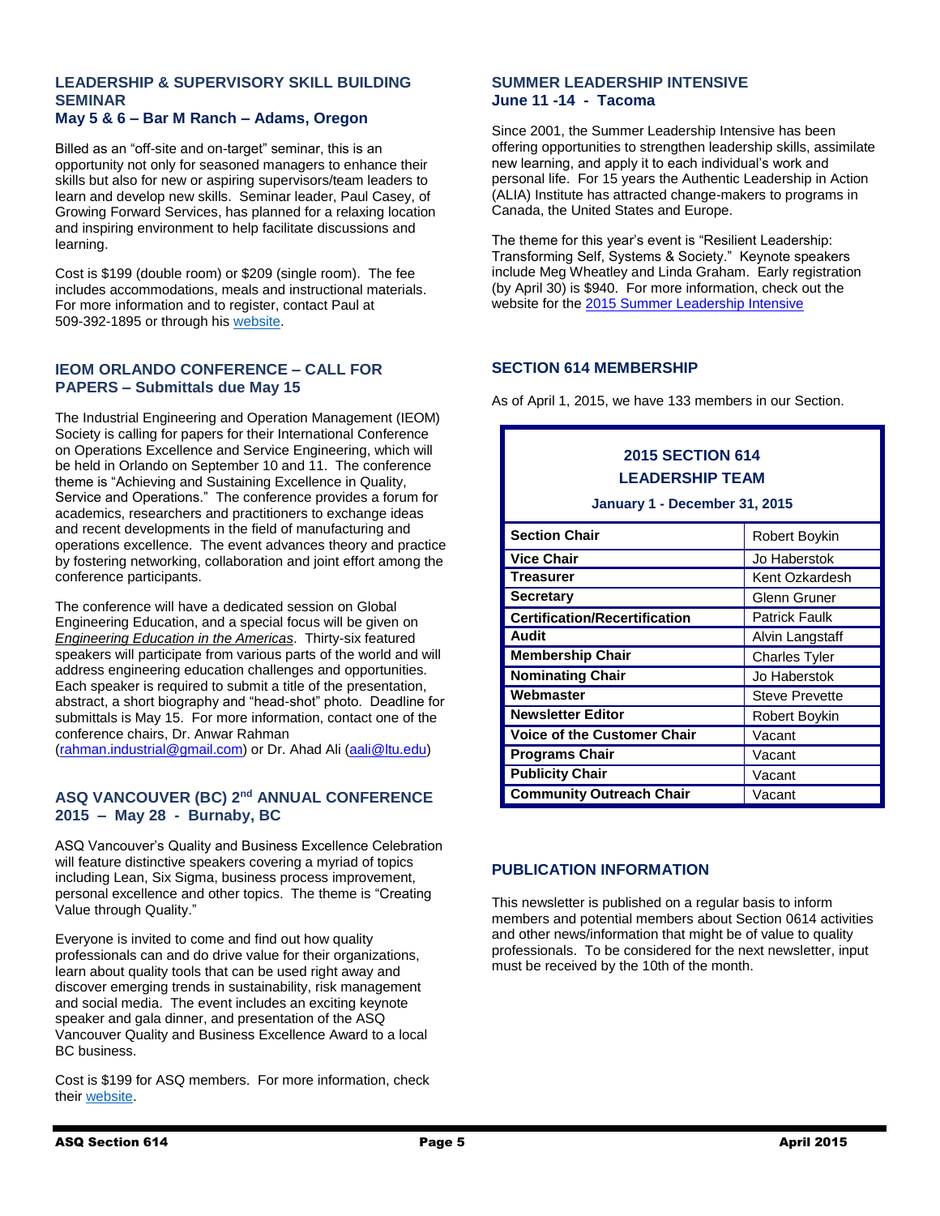## LEADERSHIP & SUPERVISORY SKILL BUILDING SEMINAR
### May 5 & 6 – Bar M Ranch – Adams, Oregon

Billed as an "off-site and on-target" seminar, this is an opportunity not only for seasoned managers to enhance their skills but also for new or aspiring supervisors/team leaders to learn and develop new skills. Seminar leader, Paul Casey, of Growing Forward Services, has planned for a relaxing location and inspiring environment to help facilitate discussions and learning.

Cost is $199 (double room) or $209 (single room). The fee includes accommodations, meals and instructional materials. For more information and to register, contact Paul at 509-392-1895 or through his website.

## IEOM ORLANDO CONFERENCE – CALL FOR PAPERS – Submittals due May 15

The Industrial Engineering and Operation Management (IEOM) Society is calling for papers for their International Conference on Operations Excellence and Service Engineering, which will be held in Orlando on September 10 and 11. The conference theme is "Achieving and Sustaining Excellence in Quality, Service and Operations." The conference provides a forum for academics, researchers and practitioners to exchange ideas and recent developments in the field of manufacturing and operations excellence. The event advances theory and practice by fostering networking, collaboration and joint effort among the conference participants.

The conference will have a dedicated session on Global Engineering Education, and a special focus will be given on *Engineering Education in the Americas*. Thirty-six featured speakers will participate from various parts of the world and will address engineering education challenges and opportunities. Each speaker is required to submit a title of the presentation, abstract, a short biography and "head-shot" photo. Deadline for submittals is May 15. For more information, contact one of the conference chairs, Dr. Anwar Rahman (rahman.industrial@gmail.com) or Dr. Ahad Ali (aali@ltu.edu)

## ASQ VANCOUVER (BC) 2nd ANNUAL CONFERENCE 2015 – May 28 - Burnaby, BC

ASQ Vancouver's Quality and Business Excellence Celebration will feature distinctive speakers covering a myriad of topics including Lean, Six Sigma, business process improvement, personal excellence and other topics. The theme is "Creating Value through Quality."

Everyone is invited to come and find out how quality professionals can and do drive value for their organizations, learn about quality tools that can be used right away and discover emerging trends in sustainability, risk management and social media. The event includes an exciting keynote speaker and gala dinner, and presentation of the ASQ Vancouver Quality and Business Excellence Award to a local BC business.

Cost is $199 for ASQ members. For more information, check their website.

## SUMMER LEADERSHIP INTENSIVE
### June 11 -14 - Tacoma

Since 2001, the Summer Leadership Intensive has been offering opportunities to strengthen leadership skills, assimilate new learning, and apply it to each individual's work and personal life. For 15 years the Authentic Leadership in Action (ALIA) Institute has attracted change-makers to programs in Canada, the United States and Europe.

The theme for this year's event is "Resilient Leadership: Transforming Self, Systems & Society." Keynote speakers include Meg Wheatley and Linda Graham. Early registration (by April 30) is $940. For more information, check out the website for the 2015 Summer Leadership Intensive

## SECTION 614 MEMBERSHIP

As of April 1, 2015, we have 133 members in our Section.

**2015 SECTION 614 LEADERSHIP TEAM**

**January 1 - December 31, 2015**

| Position | Name |
|---|---|
| **Section Chair** | Robert Boykin |
| **Vice Chair** | Jo Haberstok |
| **Treasurer** | Kent Ozkardesh |
| **Secretary** | Glenn Gruner |
| **Certification/Recertification** | Patrick Faulk |
| **Audit** | Alvin Langstaff |
| **Membership Chair** | Charles Tyler |
| **Nominating Chair** | Jo Haberstok |
| **Webmaster** | Steve Prevette |
| **Newsletter Editor** | Robert Boykin |
| **Voice of the Customer Chair** | Vacant |
| **Programs Chair** | Vacant |
| **Publicity Chair** | Vacant |
| **Community Outreach Chair** | Vacant |

## PUBLICATION INFORMATION

This newsletter is published on a regular basis to inform members and potential members about Section 0614 activities and other news/information that might be of value to quality professionals. To be considered for the next newsletter, input must be received by the 10th of the month.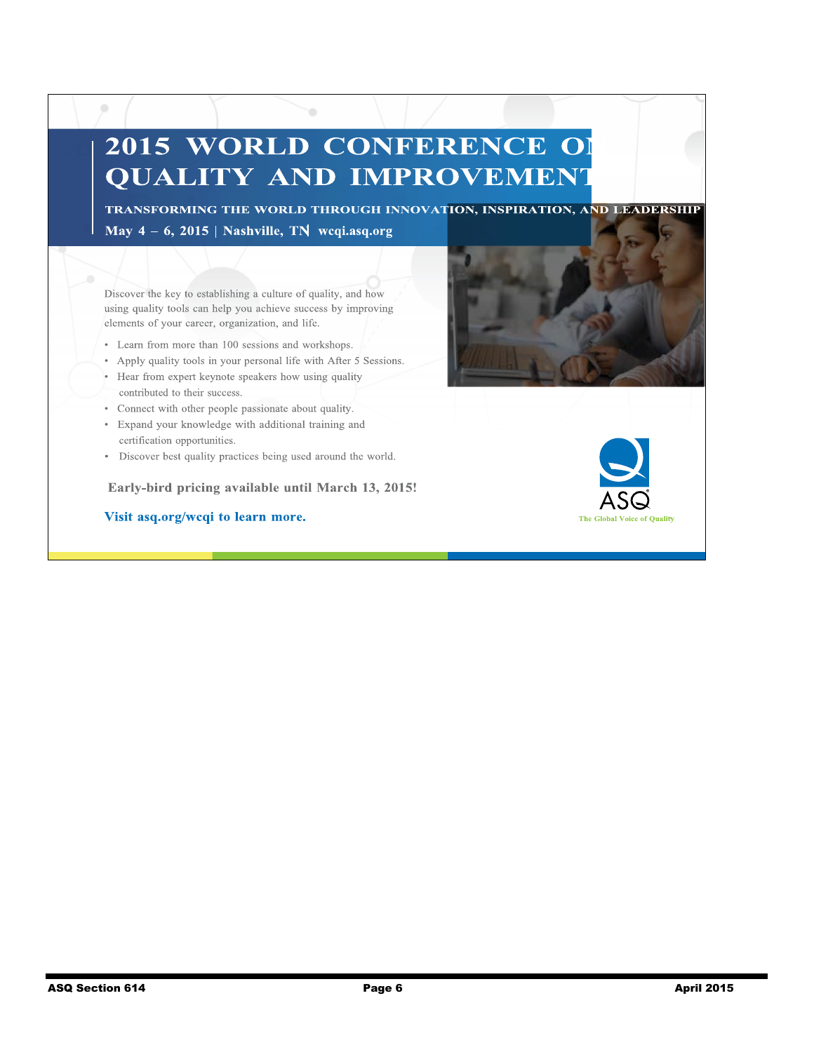# 2015 WORLD CONFERENCE ON QUALITY AND IMPROVEMENT

**TRANSFORMING THE WORLD THROUGH INNOVATION, INSPIRATION, AND LEADERSHIP**

**May 4 – 6, 2015 | Nashville, TN wcqi.asq.org**

Discover the key to establishing a culture of quality, and how using quality tools can help you achieve success by improving elements of your career, organization, and life.

- Learn from more than 100 sessions and workshops.
- Apply quality tools in your personal life with After 5 Sessions.
- Hear from expert keynote speakers how using quality contributed to their success.
- Connect with other people passionate about quality.
- Expand your knowledge with additional training and certification opportunities.
- Discover best quality practices being used around the world.

**Early-bird pricing available until March 13, 2015!**

**Visit asq.org/wcqi to learn more.**

ASQ
The Global Voice of Quality